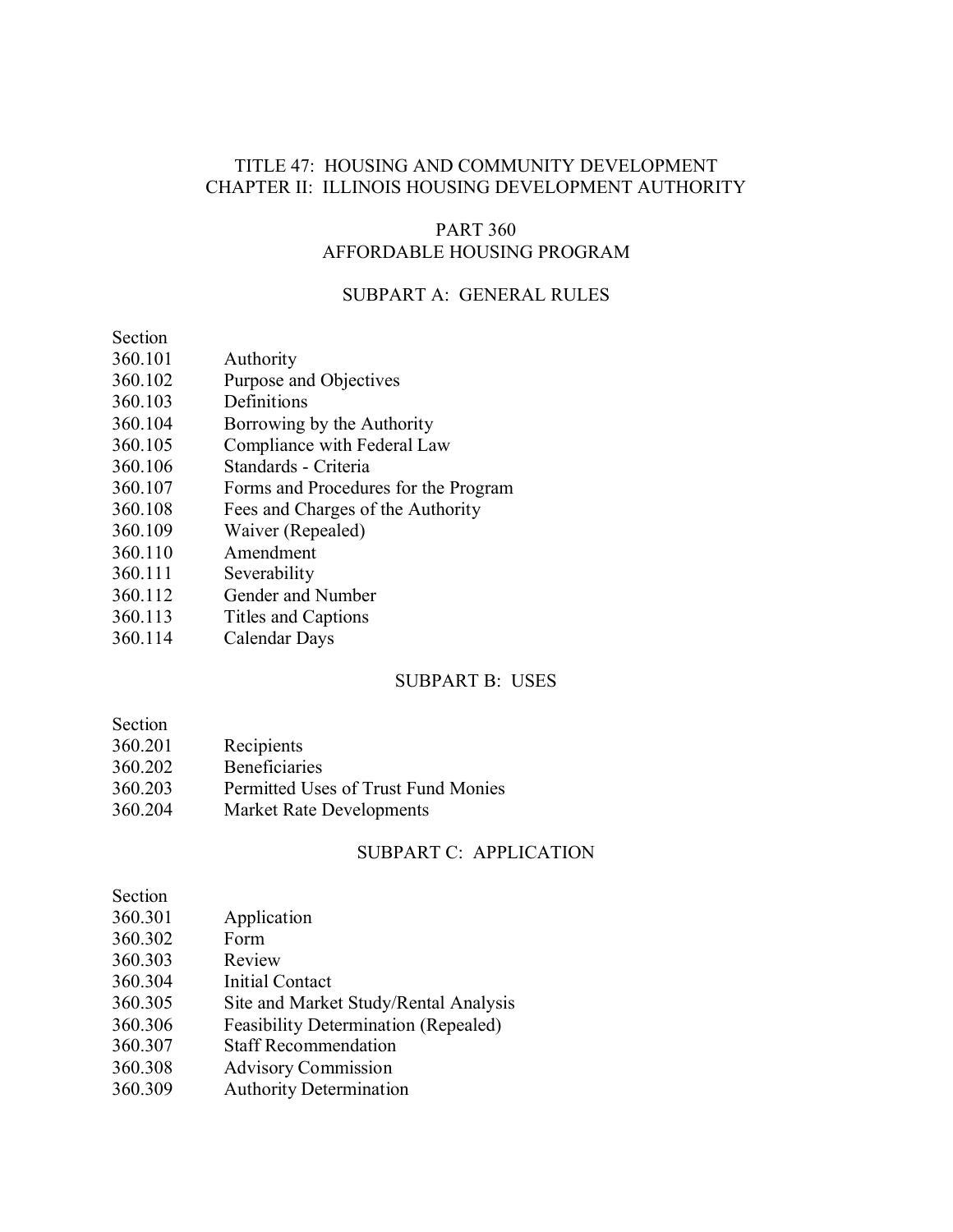# TITLE 47: HOUSING AND COMMUNITY DEVELOPMENT
# CHAPTER II: ILLINOIS HOUSING DEVELOPMENT AUTHORITY

## PART 360
## AFFORDABLE HOUSING PROGRAM

### SUBPART A: GENERAL RULES

| Section | |
|---|---|
| 360.101 | Authority |
| 360.102 | Purpose and Objectives |
| 360.103 | Definitions |
| 360.104 | Borrowing by the Authority |
| 360.105 | Compliance with Federal Law |
| 360.106 | Standards - Criteria |
| 360.107 | Forms and Procedures for the Program |
| 360.108 | Fees and Charges of the Authority |
| 360.109 | Waiver (Repealed) |
| 360.110 | Amendment |
| 360.111 | Severability |
| 360.112 | Gender and Number |
| 360.113 | Titles and Captions |
| 360.114 | Calendar Days |

### SUBPART B: USES

| Section | |
|---|---|
| 360.201 | Recipients |
| 360.202 | Beneficiaries |
| 360.203 | Permitted Uses of Trust Fund Monies |
| 360.204 | Market Rate Developments |

### SUBPART C: APPLICATION

| Section | |
|---|---|
| 360.301 | Application |
| 360.302 | Form |
| 360.303 | Review |
| 360.304 | Initial Contact |
| 360.305 | Site and Market Study/Rental Analysis |
| 360.306 | Feasibility Determination (Repealed) |
| 360.307 | Staff Recommendation |
| 360.308 | Advisory Commission |
| 360.309 | Authority Determination |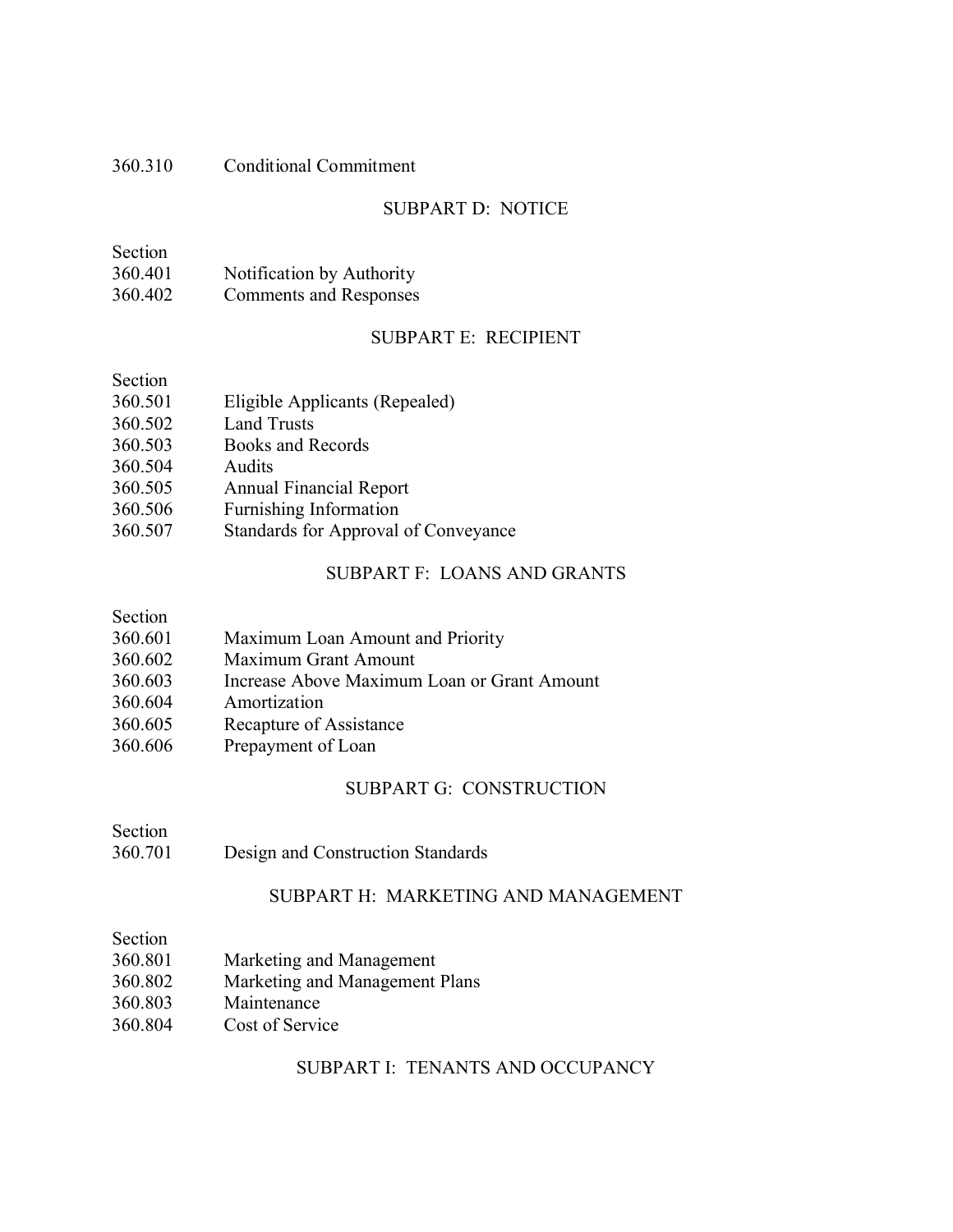360.310 Conditional Commitment

SUBPART D: NOTICE

Section
360.401 Notification by Authority
360.402 Comments and Responses

SUBPART E: RECIPIENT

Section
360.501 Eligible Applicants (Repealed)
360.502 Land Trusts
360.503 Books and Records
360.504 Audits
360.505 Annual Financial Report
360.506 Furnishing Information
360.507 Standards for Approval of Conveyance

SUBPART F: LOANS AND GRANTS

Section
360.601 Maximum Loan Amount and Priority
360.602 Maximum Grant Amount
360.603 Increase Above Maximum Loan or Grant Amount
360.604 Amortization
360.605 Recapture of Assistance
360.606 Prepayment of Loan

SUBPART G: CONSTRUCTION

Section
360.701 Design and Construction Standards

SUBPART H: MARKETING AND MANAGEMENT

Section
360.801 Marketing and Management
360.802 Marketing and Management Plans
360.803 Maintenance
360.804 Cost of Service

SUBPART I: TENANTS AND OCCUPANCY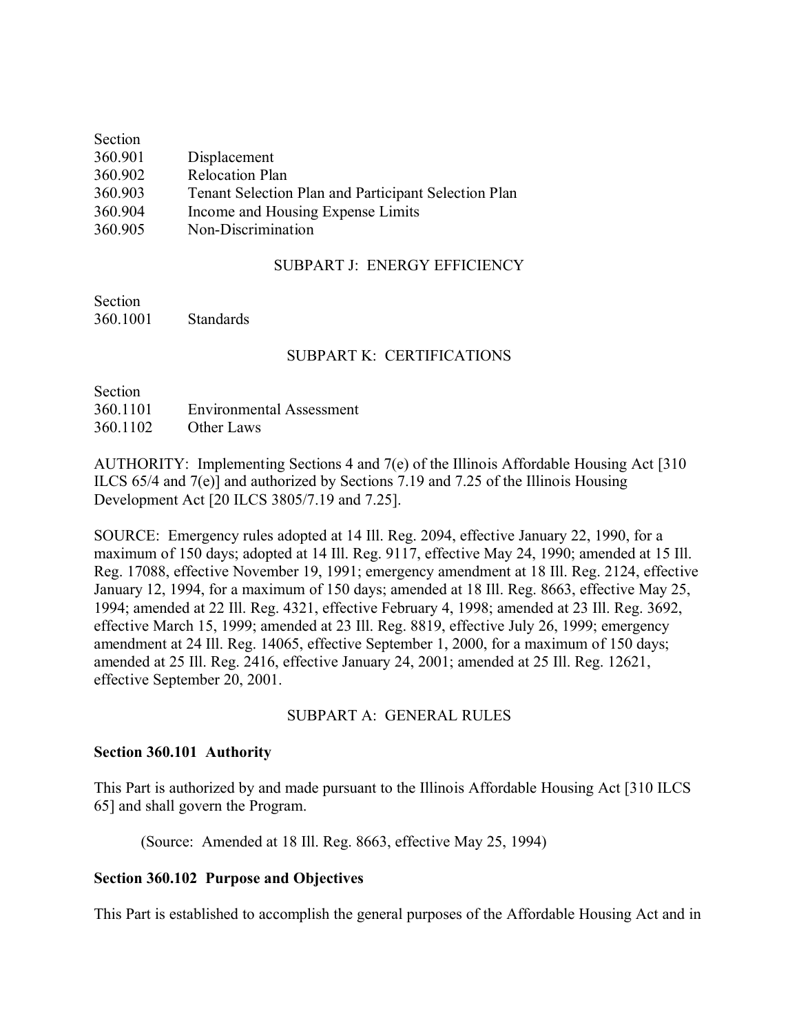| Section | |
|---|---|
| 360.901 | Displacement |
| 360.902 | Relocation Plan |
| 360.903 | Tenant Selection Plan and Participant Selection Plan |
| 360.904 | Income and Housing Expense Limits |
| 360.905 | Non-Discrimination |

SUBPART J: ENERGY EFFICIENCY

| Section | |
|---|---|
| 360.1001 | Standards |

SUBPART K: CERTIFICATIONS

| Section | |
|---|---|
| 360.1101 | Environmental Assessment |
| 360.1102 | Other Laws |

AUTHORITY: Implementing Sections 4 and 7(e) of the Illinois Affordable Housing Act [310 ILCS 65/4 and 7(e)] and authorized by Sections 7.19 and 7.25 of the Illinois Housing Development Act [20 ILCS 3805/7.19 and 7.25].

SOURCE: Emergency rules adopted at 14 Ill. Reg. 2094, effective January 22, 1990, for a maximum of 150 days; adopted at 14 Ill. Reg. 9117, effective May 24, 1990; amended at 15 Ill. Reg. 17088, effective November 19, 1991; emergency amendment at 18 Ill. Reg. 2124, effective January 12, 1994, for a maximum of 150 days; amended at 18 Ill. Reg. 8663, effective May 25, 1994; amended at 22 Ill. Reg. 4321, effective February 4, 1998; amended at 23 Ill. Reg. 3692, effective March 15, 1999; amended at 23 Ill. Reg. 8819, effective July 26, 1999; emergency amendment at 24 Ill. Reg. 14065, effective September 1, 2000, for a maximum of 150 days; amended at 25 Ill. Reg. 2416, effective January 24, 2001; amended at 25 Ill. Reg. 12621, effective September 20, 2001.

SUBPART A: GENERAL RULES

**Section 360.101 Authority**

This Part is authorized by and made pursuant to the Illinois Affordable Housing Act [310 ILCS 65] and shall govern the Program.

(Source: Amended at 18 Ill. Reg. 8663, effective May 25, 1994)

**Section 360.102 Purpose and Objectives**

This Part is established to accomplish the general purposes of the Affordable Housing Act and in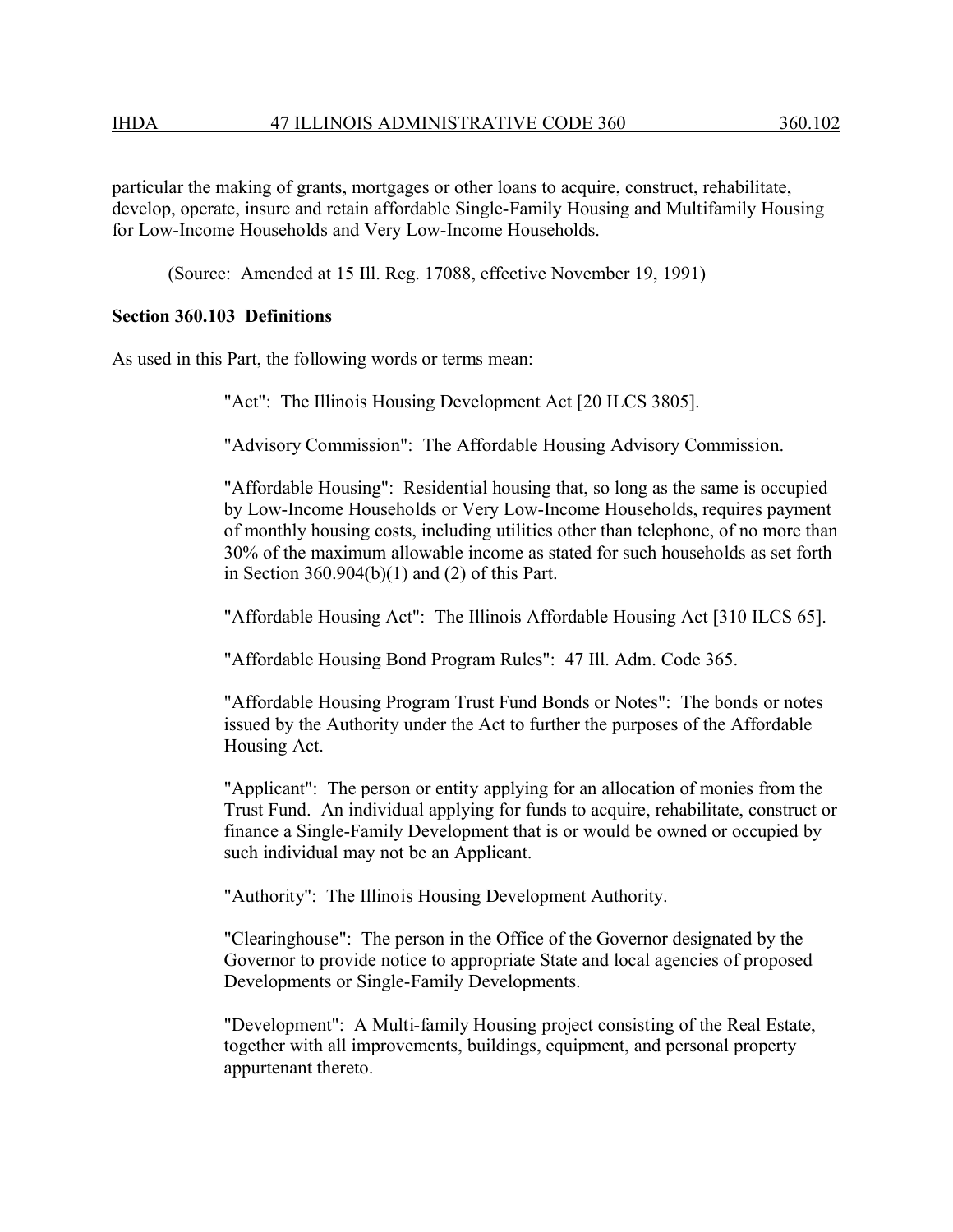particular the making of grants, mortgages or other loans to acquire, construct, rehabilitate, develop, operate, insure and retain affordable Single-Family Housing and Multifamily Housing for Low-Income Households and Very Low-Income Households.

(Source: Amended at 15 Ill. Reg. 17088, effective November 19, 1991)

**Section 360.103 Definitions**

As used in this Part, the following words or terms mean:

"Act": The Illinois Housing Development Act [20 ILCS 3805].

"Advisory Commission": The Affordable Housing Advisory Commission.

"Affordable Housing": Residential housing that, so long as the same is occupied by Low-Income Households or Very Low-Income Households, requires payment of monthly housing costs, including utilities other than telephone, of no more than 30% of the maximum allowable income as stated for such households as set forth in Section 360.904(b)(1) and (2) of this Part.

"Affordable Housing Act": The Illinois Affordable Housing Act [310 ILCS 65].

"Affordable Housing Bond Program Rules": 47 Ill. Adm. Code 365.

"Affordable Housing Program Trust Fund Bonds or Notes": The bonds or notes issued by the Authority under the Act to further the purposes of the Affordable Housing Act.

"Applicant": The person or entity applying for an allocation of monies from the Trust Fund. An individual applying for funds to acquire, rehabilitate, construct or finance a Single-Family Development that is or would be owned or occupied by such individual may not be an Applicant.

"Authority": The Illinois Housing Development Authority.

"Clearinghouse": The person in the Office of the Governor designated by the Governor to provide notice to appropriate State and local agencies of proposed Developments or Single-Family Developments.

"Development": A Multi-family Housing project consisting of the Real Estate, together with all improvements, buildings, equipment, and personal property appurtenant thereto.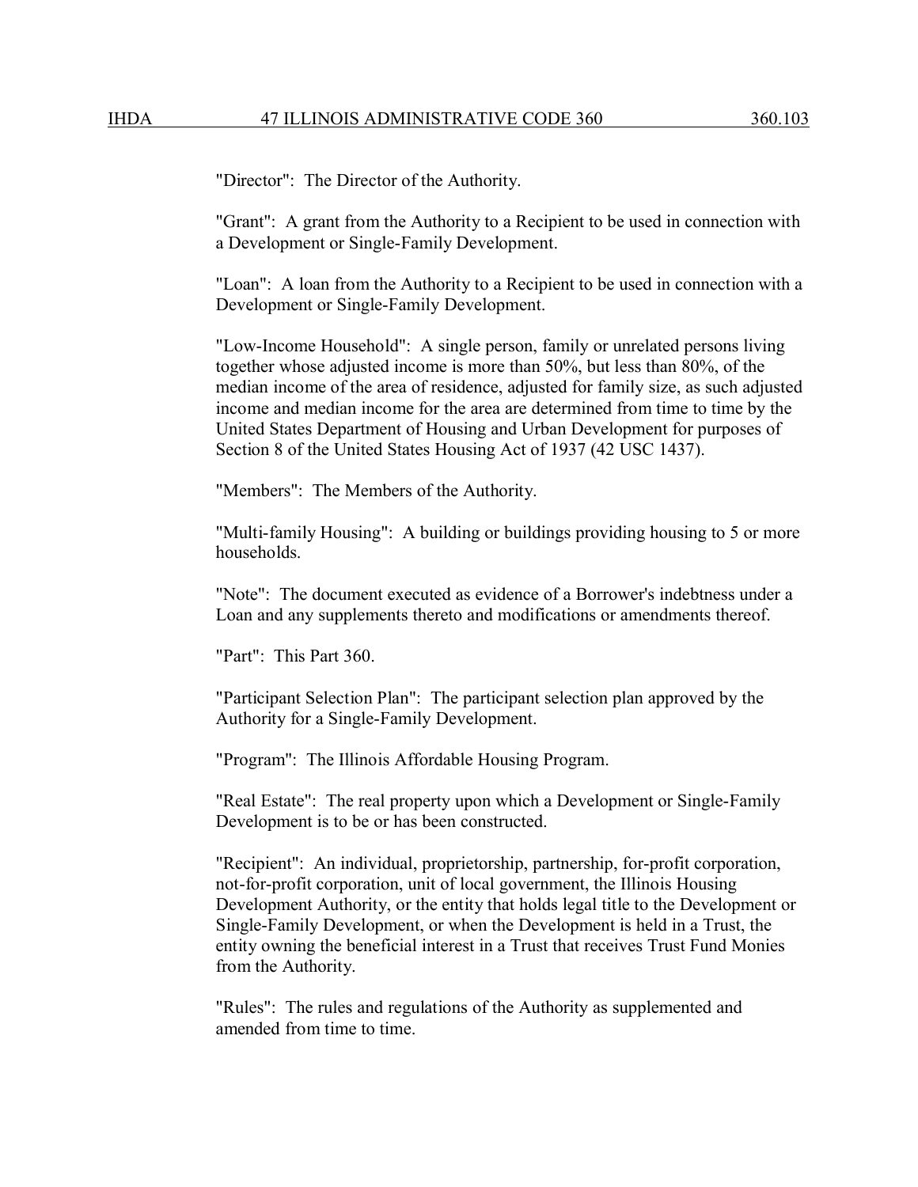"Director": The Director of the Authority.

"Grant": A grant from the Authority to a Recipient to be used in connection with a Development or Single-Family Development.

"Loan": A loan from the Authority to a Recipient to be used in connection with a Development or Single-Family Development.

"Low-Income Household": A single person, family or unrelated persons living together whose adjusted income is more than 50%, but less than 80%, of the median income of the area of residence, adjusted for family size, as such adjusted income and median income for the area are determined from time to time by the United States Department of Housing and Urban Development for purposes of Section 8 of the United States Housing Act of 1937 (42 USC 1437).

"Members": The Members of the Authority.

"Multi-family Housing": A building or buildings providing housing to 5 or more households.

"Note": The document executed as evidence of a Borrower's indebtness under a Loan and any supplements thereto and modifications or amendments thereof.

"Part": This Part 360.

"Participant Selection Plan": The participant selection plan approved by the Authority for a Single-Family Development.

"Program": The Illinois Affordable Housing Program.

"Real Estate": The real property upon which a Development or Single-Family Development is to be or has been constructed.

"Recipient": An individual, proprietorship, partnership, for-profit corporation, not-for-profit corporation, unit of local government, the Illinois Housing Development Authority, or the entity that holds legal title to the Development or Single-Family Development, or when the Development is held in a Trust, the entity owning the beneficial interest in a Trust that receives Trust Fund Monies from the Authority.

"Rules": The rules and regulations of the Authority as supplemented and amended from time to time.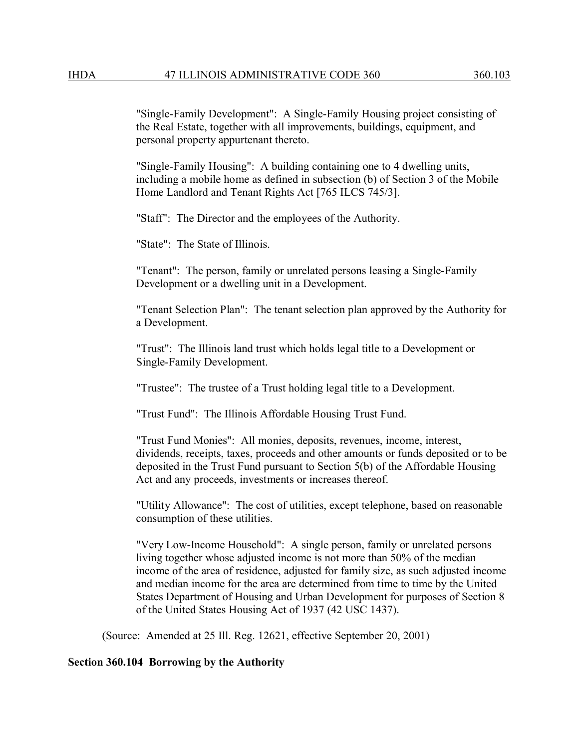"Single-Family Development": A Single-Family Housing project consisting of the Real Estate, together with all improvements, buildings, equipment, and personal property appurtenant thereto.

"Single-Family Housing": A building containing one to 4 dwelling units, including a mobile home as defined in subsection (b) of Section 3 of the Mobile Home Landlord and Tenant Rights Act [765 ILCS 745/3].

"Staff": The Director and the employees of the Authority.

"State": The State of Illinois.

"Tenant": The person, family or unrelated persons leasing a Single-Family Development or a dwelling unit in a Development.

"Tenant Selection Plan": The tenant selection plan approved by the Authority for a Development.

"Trust": The Illinois land trust which holds legal title to a Development or Single-Family Development.

"Trustee": The trustee of a Trust holding legal title to a Development.

"Trust Fund": The Illinois Affordable Housing Trust Fund.

"Trust Fund Monies": All monies, deposits, revenues, income, interest, dividends, receipts, taxes, proceeds and other amounts or funds deposited or to be deposited in the Trust Fund pursuant to Section 5(b) of the Affordable Housing Act and any proceeds, investments or increases thereof.

"Utility Allowance": The cost of utilities, except telephone, based on reasonable consumption of these utilities.

"Very Low-Income Household": A single person, family or unrelated persons living together whose adjusted income is not more than 50% of the median income of the area of residence, adjusted for family size, as such adjusted income and median income for the area are determined from time to time by the United States Department of Housing and Urban Development for purposes of Section 8 of the United States Housing Act of 1937 (42 USC 1437).

(Source: Amended at 25 Ill. Reg. 12621, effective September 20, 2001)

**Section 360.104 Borrowing by the Authority**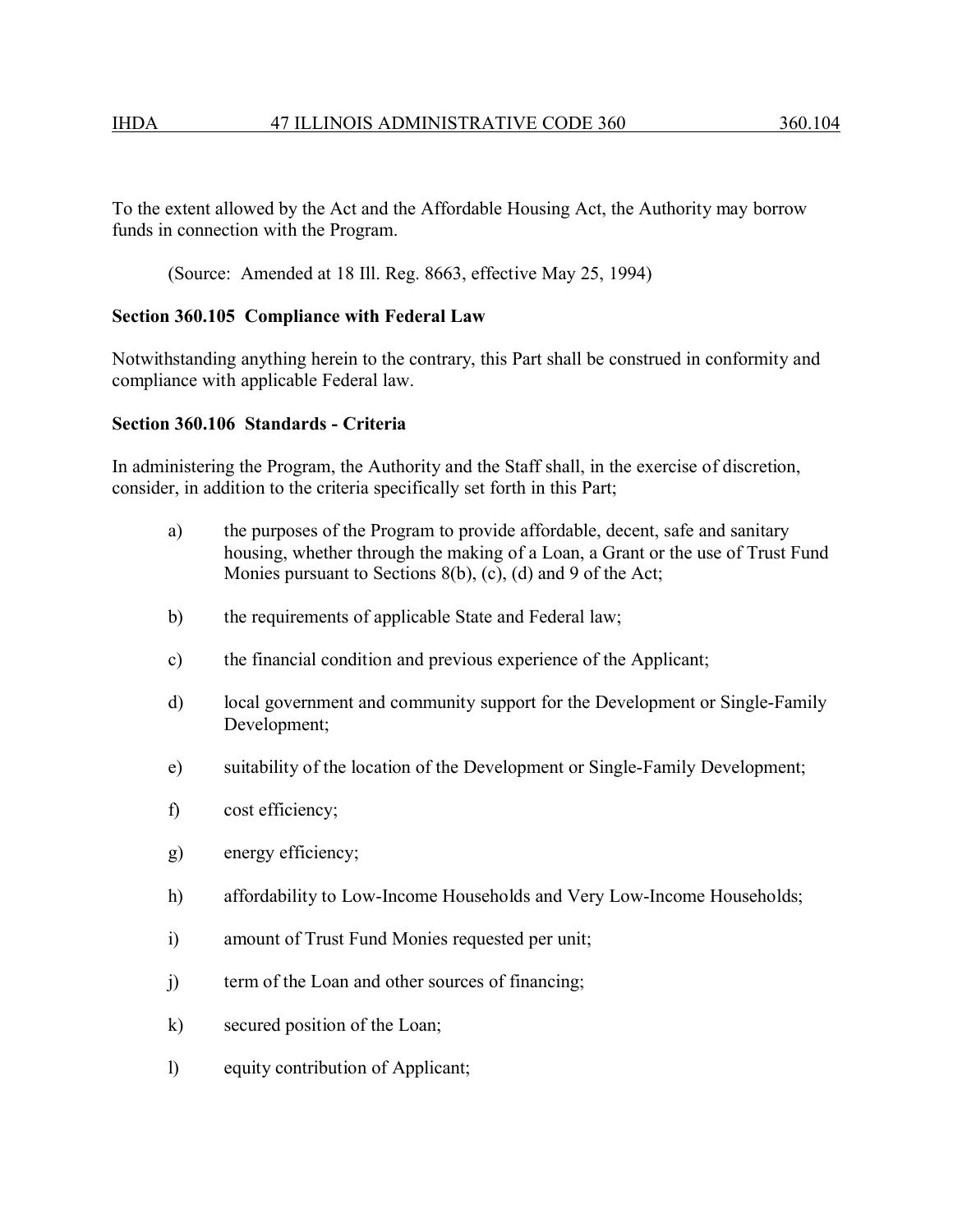To the extent allowed by the Act and the Affordable Housing Act, the Authority may borrow funds in connection with the Program.

(Source: Amended at 18 Ill. Reg. 8663, effective May 25, 1994)

**Section 360.105 Compliance with Federal Law**

Notwithstanding anything herein to the contrary, this Part shall be construed in conformity and compliance with applicable Federal law.

**Section 360.106 Standards - Criteria**

In administering the Program, the Authority and the Staff shall, in the exercise of discretion, consider, in addition to the criteria specifically set forth in this Part;

a) the purposes of the Program to provide affordable, decent, safe and sanitary housing, whether through the making of a Loan, a Grant or the use of Trust Fund Monies pursuant to Sections 8(b), (c), (d) and 9 of the Act;

b) the requirements of applicable State and Federal law;

c) the financial condition and previous experience of the Applicant;

d) local government and community support for the Development or Single-Family Development;

e) suitability of the location of the Development or Single-Family Development;

f) cost efficiency;

g) energy efficiency;

h) affordability to Low-Income Households and Very Low-Income Households;

i) amount of Trust Fund Monies requested per unit;

j) term of the Loan and other sources of financing;

k) secured position of the Loan;

l) equity contribution of Applicant;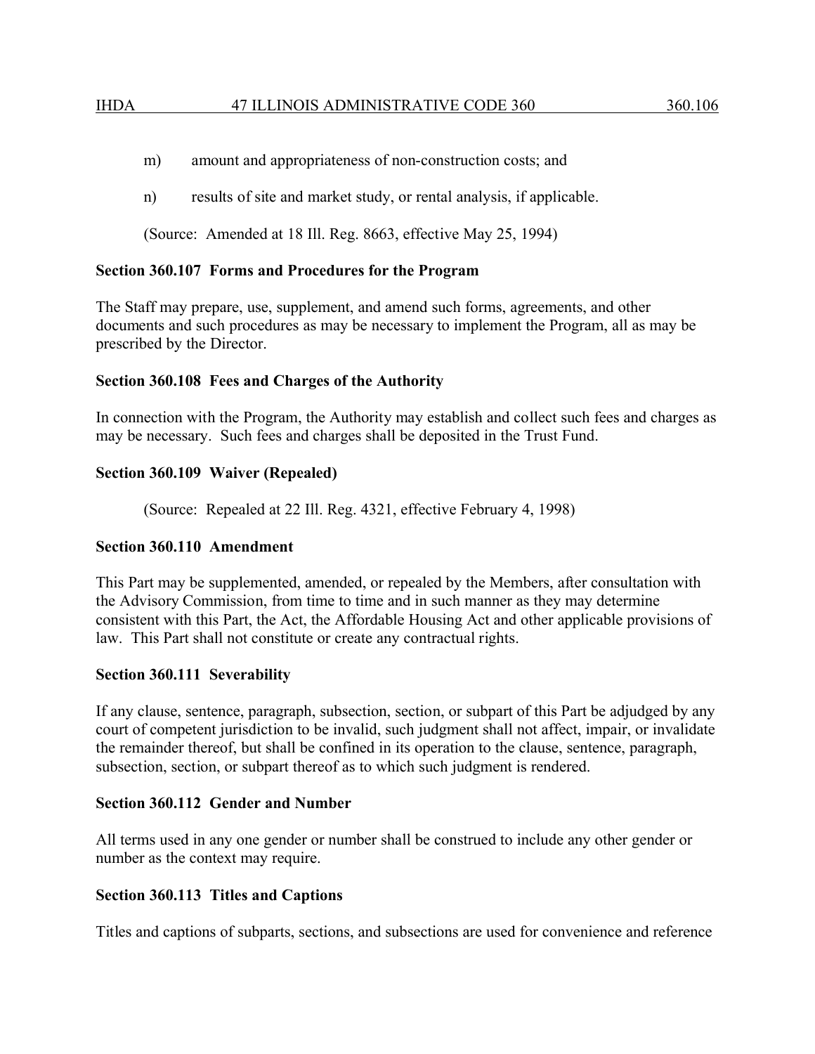m) amount and appropriateness of non-construction costs; and

n) results of site and market study, or rental analysis, if applicable.

(Source: Amended at 18 Ill. Reg. 8663, effective May 25, 1994)

**Section 360.107 Forms and Procedures for the Program**

The Staff may prepare, use, supplement, and amend such forms, agreements, and other documents and such procedures as may be necessary to implement the Program, all as may be prescribed by the Director.

**Section 360.108 Fees and Charges of the Authority**

In connection with the Program, the Authority may establish and collect such fees and charges as may be necessary. Such fees and charges shall be deposited in the Trust Fund.

**Section 360.109 Waiver (Repealed)**

(Source: Repealed at 22 Ill. Reg. 4321, effective February 4, 1998)

**Section 360.110 Amendment**

This Part may be supplemented, amended, or repealed by the Members, after consultation with the Advisory Commission, from time to time and in such manner as they may determine consistent with this Part, the Act, the Affordable Housing Act and other applicable provisions of law. This Part shall not constitute or create any contractual rights.

**Section 360.111 Severability**

If any clause, sentence, paragraph, subsection, section, or subpart of this Part be adjudged by any court of competent jurisdiction to be invalid, such judgment shall not affect, impair, or invalidate the remainder thereof, but shall be confined in its operation to the clause, sentence, paragraph, subsection, section, or subpart thereof as to which such judgment is rendered.

**Section 360.112 Gender and Number**

All terms used in any one gender or number shall be construed to include any other gender or number as the context may require.

**Section 360.113 Titles and Captions**

Titles and captions of subparts, sections, and subsections are used for convenience and reference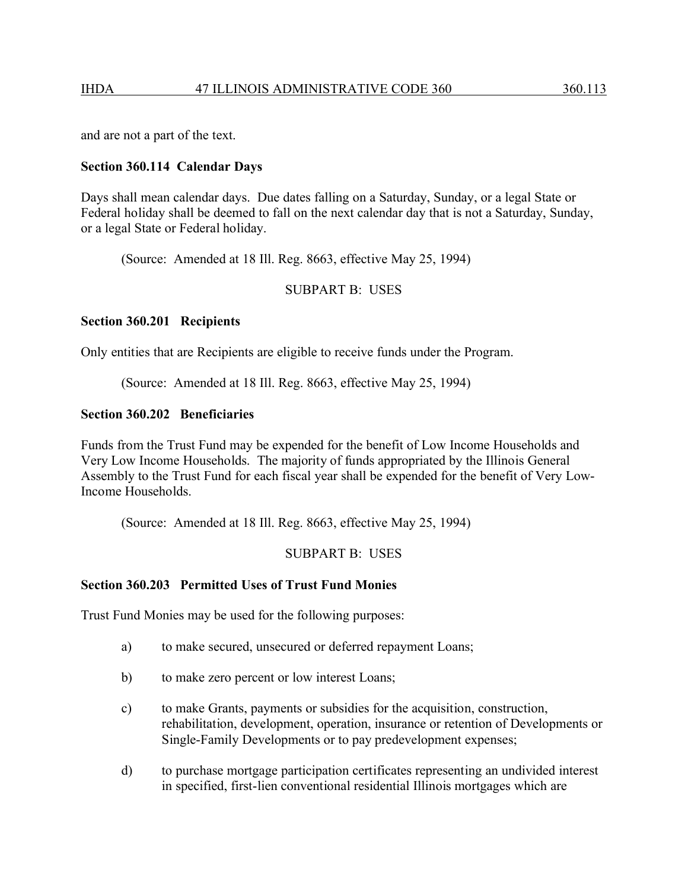and are not a part of the text.

**Section 360.114 Calendar Days**

Days shall mean calendar days. Due dates falling on a Saturday, Sunday, or a legal State or Federal holiday shall be deemed to fall on the next calendar day that is not a Saturday, Sunday, or a legal State or Federal holiday.

(Source: Amended at 18 Ill. Reg. 8663, effective May 25, 1994)

SUBPART B: USES

**Section 360.201 Recipients**

Only entities that are Recipients are eligible to receive funds under the Program.

(Source: Amended at 18 Ill. Reg. 8663, effective May 25, 1994)

**Section 360.202 Beneficiaries**

Funds from the Trust Fund may be expended for the benefit of Low Income Households and Very Low Income Households. The majority of funds appropriated by the Illinois General Assembly to the Trust Fund for each fiscal year shall be expended for the benefit of Very Low-Income Households.

(Source: Amended at 18 Ill. Reg. 8663, effective May 25, 1994)

SUBPART B: USES

**Section 360.203 Permitted Uses of Trust Fund Monies**

Trust Fund Monies may be used for the following purposes:

a) to make secured, unsecured or deferred repayment Loans;

b) to make zero percent or low interest Loans;

c) to make Grants, payments or subsidies for the acquisition, construction, rehabilitation, development, operation, insurance or retention of Developments or Single-Family Developments or to pay predevelopment expenses;

d) to purchase mortgage participation certificates representing an undivided interest in specified, first-lien conventional residential Illinois mortgages which are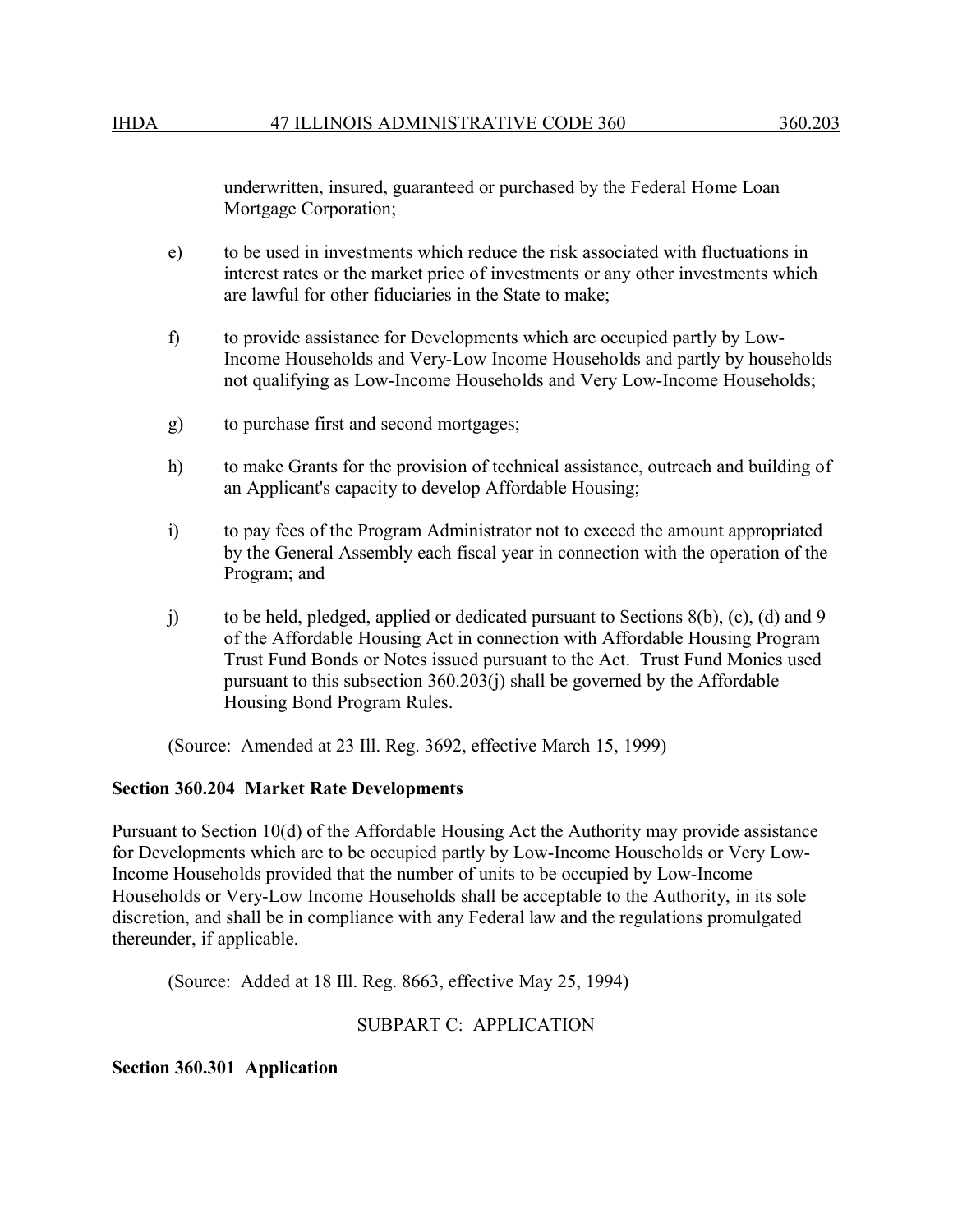underwritten, insured, guaranteed or purchased by the Federal Home Loan Mortgage Corporation;

e) to be used in investments which reduce the risk associated with fluctuations in interest rates or the market price of investments or any other investments which are lawful for other fiduciaries in the State to make;

f) to provide assistance for Developments which are occupied partly by Low-Income Households and Very-Low Income Households and partly by households not qualifying as Low-Income Households and Very Low-Income Households;

g) to purchase first and second mortgages;

h) to make Grants for the provision of technical assistance, outreach and building of an Applicant's capacity to develop Affordable Housing;

i) to pay fees of the Program Administrator not to exceed the amount appropriated by the General Assembly each fiscal year in connection with the operation of the Program; and

j) to be held, pledged, applied or dedicated pursuant to Sections 8(b), (c), (d) and 9 of the Affordable Housing Act in connection with Affordable Housing Program Trust Fund Bonds or Notes issued pursuant to the Act. Trust Fund Monies used pursuant to this subsection 360.203(j) shall be governed by the Affordable Housing Bond Program Rules.

(Source: Amended at 23 Ill. Reg. 3692, effective March 15, 1999)

**Section 360.204 Market Rate Developments**

Pursuant to Section 10(d) of the Affordable Housing Act the Authority may provide assistance for Developments which are to be occupied partly by Low-Income Households or Very Low-Income Households provided that the number of units to be occupied by Low-Income Households or Very-Low Income Households shall be acceptable to the Authority, in its sole discretion, and shall be in compliance with any Federal law and the regulations promulgated thereunder, if applicable.

(Source: Added at 18 Ill. Reg. 8663, effective May 25, 1994)

## SUBPART C: APPLICATION

**Section 360.301 Application**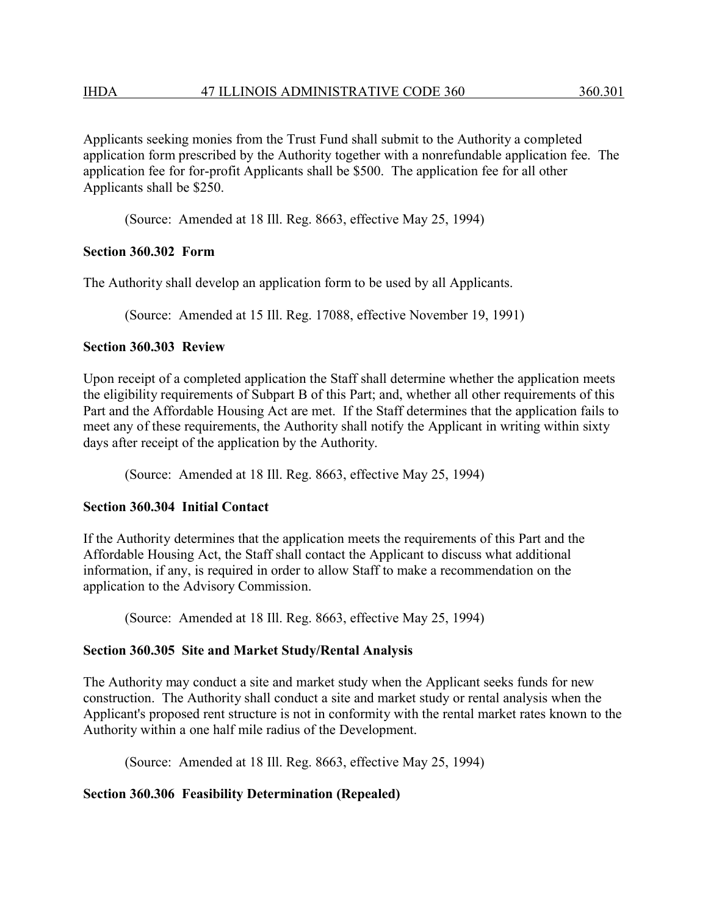Applicants seeking monies from the Trust Fund shall submit to the Authority a completed application form prescribed by the Authority together with a nonrefundable application fee. The application fee for for-profit Applicants shall be $500. The application fee for all other Applicants shall be $250.

(Source: Amended at 18 Ill. Reg. 8663, effective May 25, 1994)

**Section 360.302 Form**

The Authority shall develop an application form to be used by all Applicants.

(Source: Amended at 15 Ill. Reg. 17088, effective November 19, 1991)

**Section 360.303 Review**

Upon receipt of a completed application the Staff shall determine whether the application meets the eligibility requirements of Subpart B of this Part; and, whether all other requirements of this Part and the Affordable Housing Act are met. If the Staff determines that the application fails to meet any of these requirements, the Authority shall notify the Applicant in writing within sixty days after receipt of the application by the Authority.

(Source: Amended at 18 Ill. Reg. 8663, effective May 25, 1994)

**Section 360.304 Initial Contact**

If the Authority determines that the application meets the requirements of this Part and the Affordable Housing Act, the Staff shall contact the Applicant to discuss what additional information, if any, is required in order to allow Staff to make a recommendation on the application to the Advisory Commission.

(Source: Amended at 18 Ill. Reg. 8663, effective May 25, 1994)

**Section 360.305 Site and Market Study/Rental Analysis**

The Authority may conduct a site and market study when the Applicant seeks funds for new construction. The Authority shall conduct a site and market study or rental analysis when the Applicant's proposed rent structure is not in conformity with the rental market rates known to the Authority within a one half mile radius of the Development.

(Source: Amended at 18 Ill. Reg. 8663, effective May 25, 1994)

**Section 360.306 Feasibility Determination (Repealed)**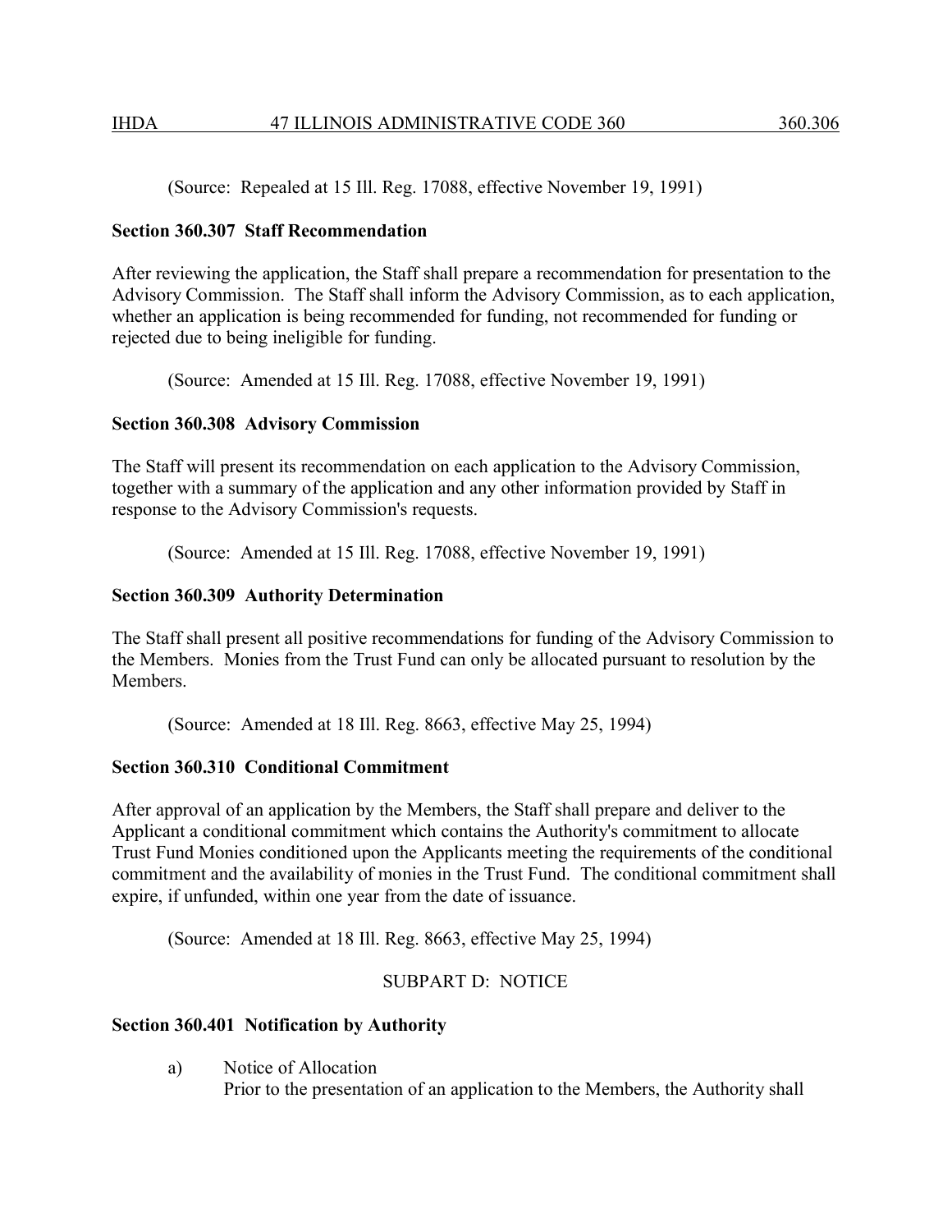(Source: Repealed at 15 Ill. Reg. 17088, effective November 19, 1991)

**Section 360.307 Staff Recommendation**

After reviewing the application, the Staff shall prepare a recommendation for presentation to the Advisory Commission. The Staff shall inform the Advisory Commission, as to each application, whether an application is being recommended for funding, not recommended for funding or rejected due to being ineligible for funding.

(Source: Amended at 15 Ill. Reg. 17088, effective November 19, 1991)

**Section 360.308 Advisory Commission**

The Staff will present its recommendation on each application to the Advisory Commission, together with a summary of the application and any other information provided by Staff in response to the Advisory Commission's requests.

(Source: Amended at 15 Ill. Reg. 17088, effective November 19, 1991)

**Section 360.309 Authority Determination**

The Staff shall present all positive recommendations for funding of the Advisory Commission to the Members. Monies from the Trust Fund can only be allocated pursuant to resolution by the Members.

(Source: Amended at 18 Ill. Reg. 8663, effective May 25, 1994)

**Section 360.310 Conditional Commitment**

After approval of an application by the Members, the Staff shall prepare and deliver to the Applicant a conditional commitment which contains the Authority's commitment to allocate Trust Fund Monies conditioned upon the Applicants meeting the requirements of the conditional commitment and the availability of monies in the Trust Fund. The conditional commitment shall expire, if unfunded, within one year from the date of issuance.

(Source: Amended at 18 Ill. Reg. 8663, effective May 25, 1994)

SUBPART D: NOTICE

**Section 360.401 Notification by Authority**

a) Notice of Allocation
Prior to the presentation of an application to the Members, the Authority shall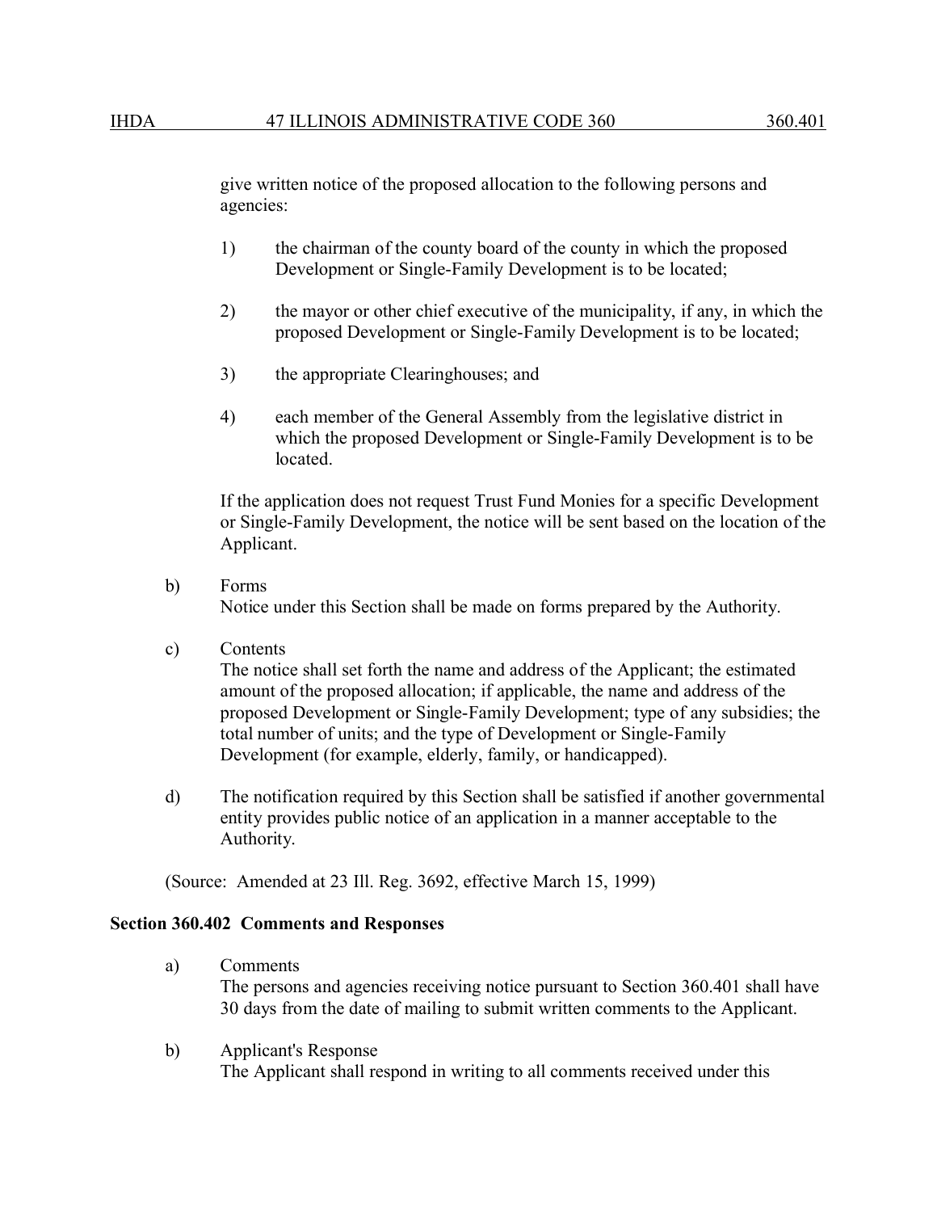give written notice of the proposed allocation to the following persons and agencies:

1) the chairman of the county board of the county in which the proposed Development or Single-Family Development is to be located;

2) the mayor or other chief executive of the municipality, if any, in which the proposed Development or Single-Family Development is to be located;

3) the appropriate Clearinghouses; and

4) each member of the General Assembly from the legislative district in which the proposed Development or Single-Family Development is to be located.

If the application does not request Trust Fund Monies for a specific Development or Single-Family Development, the notice will be sent based on the location of the Applicant.

b) Forms
Notice under this Section shall be made on forms prepared by the Authority.

c) Contents
The notice shall set forth the name and address of the Applicant; the estimated amount of the proposed allocation; if applicable, the name and address of the proposed Development or Single-Family Development; type of any subsidies; the total number of units; and the type of Development or Single-Family Development (for example, elderly, family, or handicapped).

d) The notification required by this Section shall be satisfied if another governmental entity provides public notice of an application in a manner acceptable to the Authority.

(Source: Amended at 23 Ill. Reg. 3692, effective March 15, 1999)

**Section 360.402 Comments and Responses**

a) Comments
The persons and agencies receiving notice pursuant to Section 360.401 shall have 30 days from the date of mailing to submit written comments to the Applicant.

b) Applicant's Response
The Applicant shall respond in writing to all comments received under this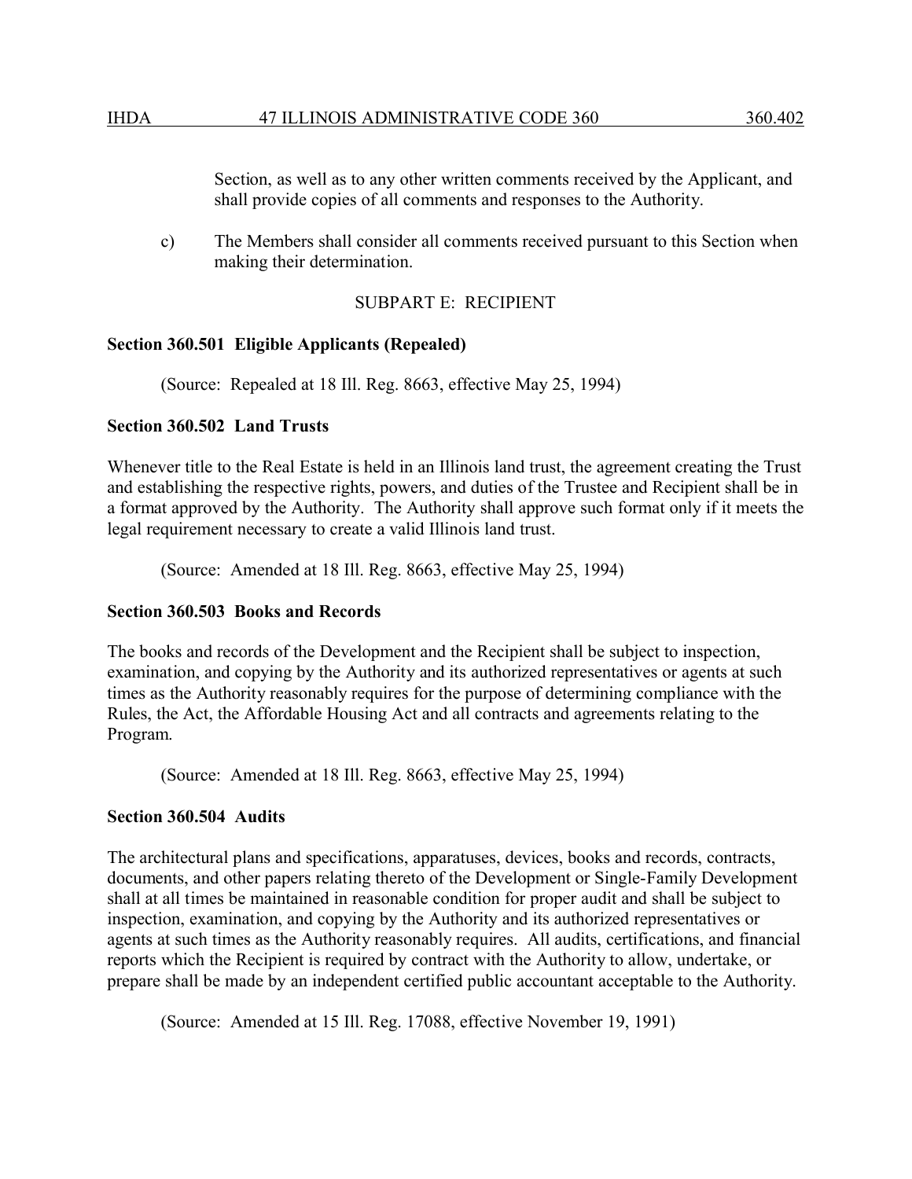Section, as well as to any other written comments received by the Applicant, and shall provide copies of all comments and responses to the Authority.

c) The Members shall consider all comments received pursuant to this Section when making their determination.

## SUBPART E: RECIPIENT

**Section 360.501 Eligible Applicants (Repealed)**

(Source: Repealed at 18 Ill. Reg. 8663, effective May 25, 1994)

**Section 360.502 Land Trusts**

Whenever title to the Real Estate is held in an Illinois land trust, the agreement creating the Trust and establishing the respective rights, powers, and duties of the Trustee and Recipient shall be in a format approved by the Authority. The Authority shall approve such format only if it meets the legal requirement necessary to create a valid Illinois land trust.

(Source: Amended at 18 Ill. Reg. 8663, effective May 25, 1994)

**Section 360.503 Books and Records**

The books and records of the Development and the Recipient shall be subject to inspection, examination, and copying by the Authority and its authorized representatives or agents at such times as the Authority reasonably requires for the purpose of determining compliance with the Rules, the Act, the Affordable Housing Act and all contracts and agreements relating to the Program.

(Source: Amended at 18 Ill. Reg. 8663, effective May 25, 1994)

**Section 360.504 Audits**

The architectural plans and specifications, apparatuses, devices, books and records, contracts, documents, and other papers relating thereto of the Development or Single-Family Development shall at all times be maintained in reasonable condition for proper audit and shall be subject to inspection, examination, and copying by the Authority and its authorized representatives or agents at such times as the Authority reasonably requires. All audits, certifications, and financial reports which the Recipient is required by contract with the Authority to allow, undertake, or prepare shall be made by an independent certified public accountant acceptable to the Authority.

(Source: Amended at 15 Ill. Reg. 17088, effective November 19, 1991)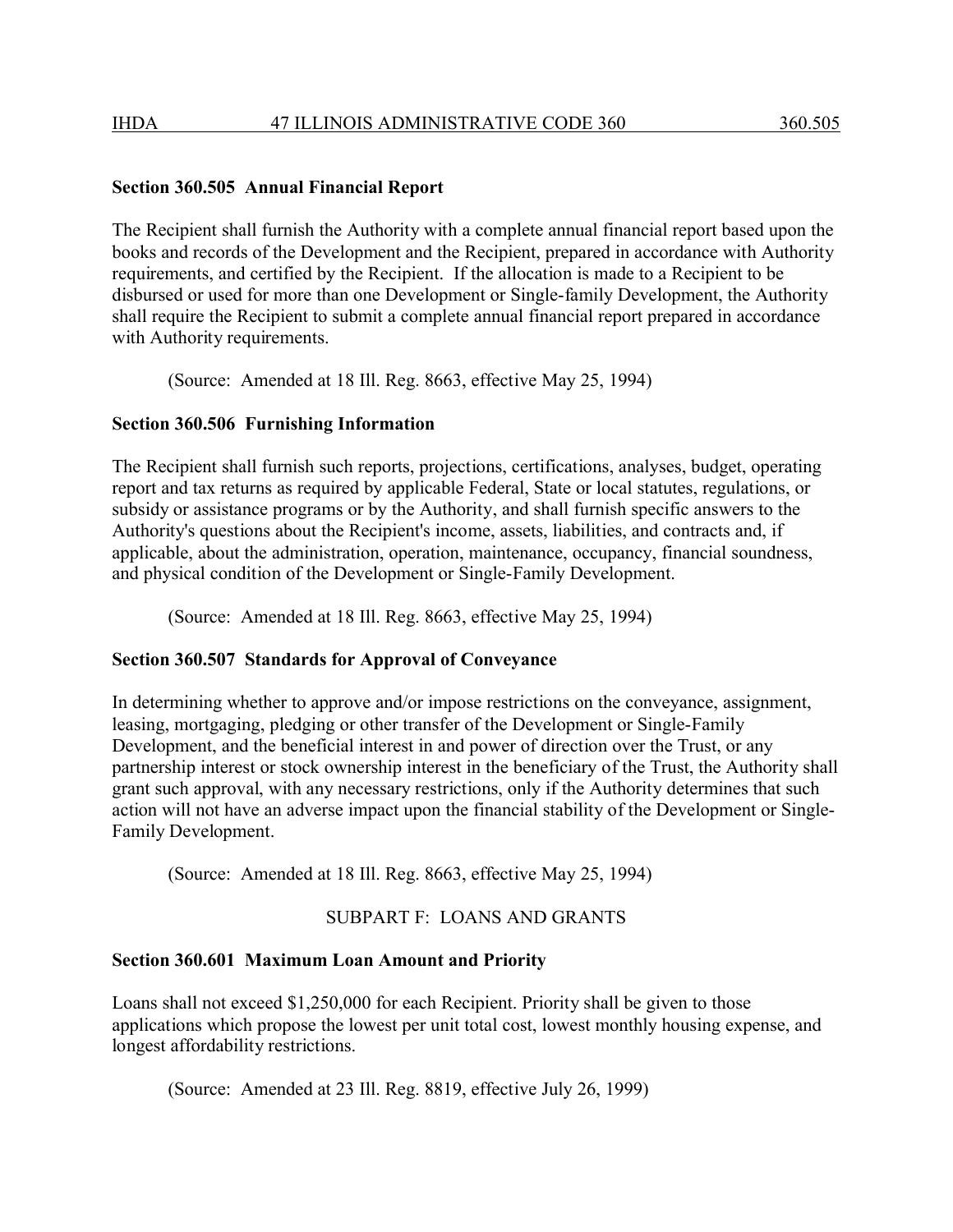**Section 360.505 Annual Financial Report**

The Recipient shall furnish the Authority with a complete annual financial report based upon the books and records of the Development and the Recipient, prepared in accordance with Authority requirements, and certified by the Recipient. If the allocation is made to a Recipient to be disbursed or used for more than one Development or Single-family Development, the Authority shall require the Recipient to submit a complete annual financial report prepared in accordance with Authority requirements.

(Source: Amended at 18 Ill. Reg. 8663, effective May 25, 1994)

**Section 360.506 Furnishing Information**

The Recipient shall furnish such reports, projections, certifications, analyses, budget, operating report and tax returns as required by applicable Federal, State or local statutes, regulations, or subsidy or assistance programs or by the Authority, and shall furnish specific answers to the Authority's questions about the Recipient's income, assets, liabilities, and contracts and, if applicable, about the administration, operation, maintenance, occupancy, financial soundness, and physical condition of the Development or Single-Family Development.

(Source: Amended at 18 Ill. Reg. 8663, effective May 25, 1994)

**Section 360.507 Standards for Approval of Conveyance**

In determining whether to approve and/or impose restrictions on the conveyance, assignment, leasing, mortgaging, pledging or other transfer of the Development or Single-Family Development, and the beneficial interest in and power of direction over the Trust, or any partnership interest or stock ownership interest in the beneficiary of the Trust, the Authority shall grant such approval, with any necessary restrictions, only if the Authority determines that such action will not have an adverse impact upon the financial stability of the Development or Single-Family Development.

(Source: Amended at 18 Ill. Reg. 8663, effective May 25, 1994)

SUBPART F: LOANS AND GRANTS

**Section 360.601 Maximum Loan Amount and Priority**

Loans shall not exceed $1,250,000 for each Recipient. Priority shall be given to those applications which propose the lowest per unit total cost, lowest monthly housing expense, and longest affordability restrictions.

(Source: Amended at 23 Ill. Reg. 8819, effective July 26, 1999)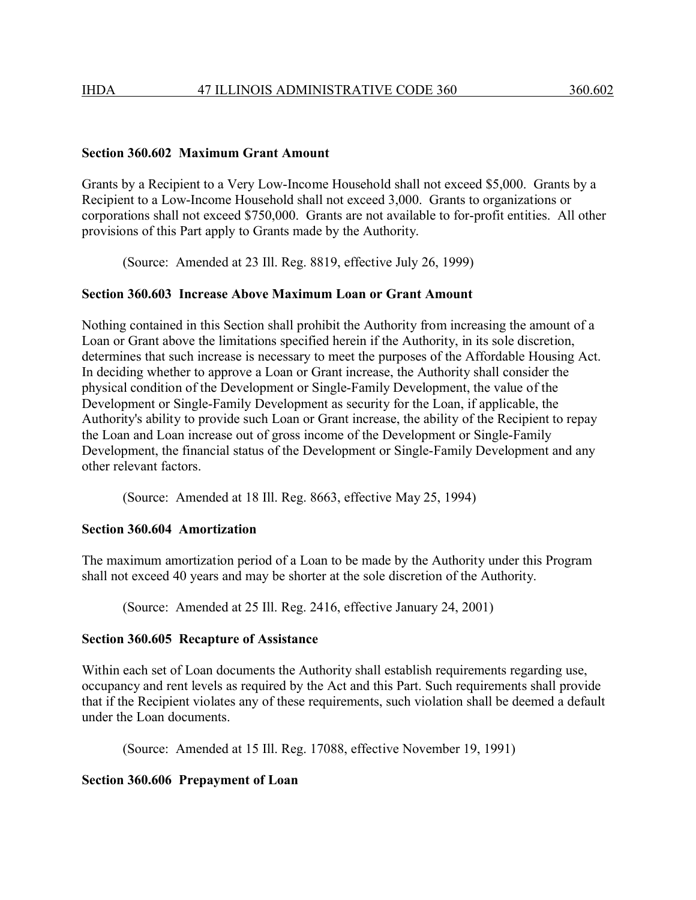### Section 360.602 Maximum Grant Amount

Grants by a Recipient to a Very Low-Income Household shall not exceed $5,000. Grants by a Recipient to a Low-Income Household shall not exceed 3,000. Grants to organizations or corporations shall not exceed $750,000. Grants are not available to for-profit entities. All other provisions of this Part apply to Grants made by the Authority.

(Source: Amended at 23 Ill. Reg. 8819, effective July 26, 1999)

### Section 360.603 Increase Above Maximum Loan or Grant Amount

Nothing contained in this Section shall prohibit the Authority from increasing the amount of a Loan or Grant above the limitations specified herein if the Authority, in its sole discretion, determines that such increase is necessary to meet the purposes of the Affordable Housing Act. In deciding whether to approve a Loan or Grant increase, the Authority shall consider the physical condition of the Development or Single-Family Development, the value of the Development or Single-Family Development as security for the Loan, if applicable, the Authority's ability to provide such Loan or Grant increase, the ability of the Recipient to repay the Loan and Loan increase out of gross income of the Development or Single-Family Development, the financial status of the Development or Single-Family Development and any other relevant factors.

(Source: Amended at 18 Ill. Reg. 8663, effective May 25, 1994)

### Section 360.604 Amortization

The maximum amortization period of a Loan to be made by the Authority under this Program shall not exceed 40 years and may be shorter at the sole discretion of the Authority.

(Source: Amended at 25 Ill. Reg. 2416, effective January 24, 2001)

### Section 360.605 Recapture of Assistance

Within each set of Loan documents the Authority shall establish requirements regarding use, occupancy and rent levels as required by the Act and this Part. Such requirements shall provide that if the Recipient violates any of these requirements, such violation shall be deemed a default under the Loan documents.

(Source: Amended at 15 Ill. Reg. 17088, effective November 19, 1991)

### Section 360.606 Prepayment of Loan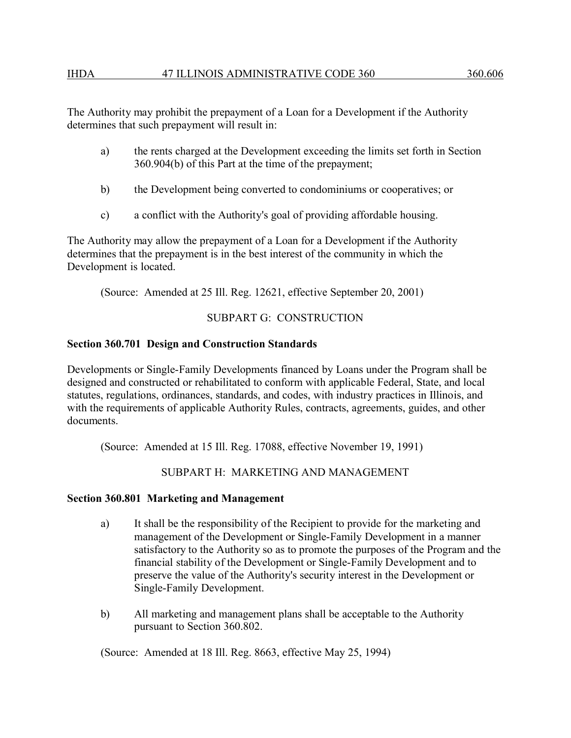The Authority may prohibit the prepayment of a Loan for a Development if the Authority determines that such prepayment will result in:

a) the rents charged at the Development exceeding the limits set forth in Section 360.904(b) of this Part at the time of the prepayment;

b) the Development being converted to condominiums or cooperatives; or

c) a conflict with the Authority's goal of providing affordable housing.

The Authority may allow the prepayment of a Loan for a Development if the Authority determines that the prepayment is in the best interest of the community in which the Development is located.

(Source: Amended at 25 Ill. Reg. 12621, effective September 20, 2001)

SUBPART G: CONSTRUCTION

**Section 360.701 Design and Construction Standards**

Developments or Single-Family Developments financed by Loans under the Program shall be designed and constructed or rehabilitated to conform with applicable Federal, State, and local statutes, regulations, ordinances, standards, and codes, with industry practices in Illinois, and with the requirements of applicable Authority Rules, contracts, agreements, guides, and other documents.

(Source: Amended at 15 Ill. Reg. 17088, effective November 19, 1991)

SUBPART H: MARKETING AND MANAGEMENT

**Section 360.801 Marketing and Management**

a) It shall be the responsibility of the Recipient to provide for the marketing and management of the Development or Single-Family Development in a manner satisfactory to the Authority so as to promote the purposes of the Program and the financial stability of the Development or Single-Family Development and to preserve the value of the Authority's security interest in the Development or Single-Family Development.

b) All marketing and management plans shall be acceptable to the Authority pursuant to Section 360.802.

(Source: Amended at 18 Ill. Reg. 8663, effective May 25, 1994)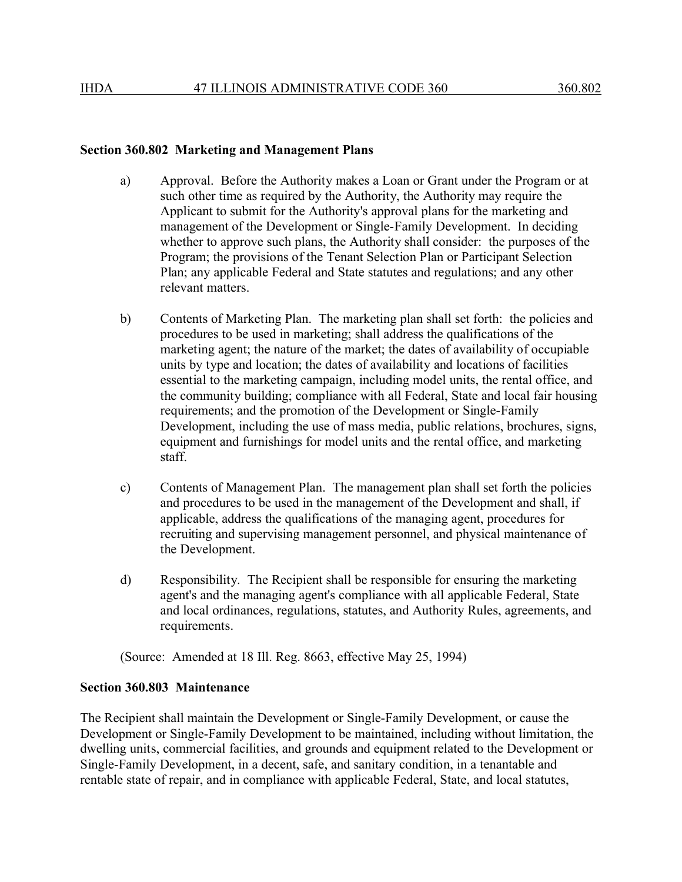**Section 360.802 Marketing and Management Plans**

a) Approval. Before the Authority makes a Loan or Grant under the Program or at such other time as required by the Authority, the Authority may require the Applicant to submit for the Authority's approval plans for the marketing and management of the Development or Single-Family Development. In deciding whether to approve such plans, the Authority shall consider: the purposes of the Program; the provisions of the Tenant Selection Plan or Participant Selection Plan; any applicable Federal and State statutes and regulations; and any other relevant matters.

b) Contents of Marketing Plan. The marketing plan shall set forth: the policies and procedures to be used in marketing; shall address the qualifications of the marketing agent; the nature of the market; the dates of availability of occupiable units by type and location; the dates of availability and locations of facilities essential to the marketing campaign, including model units, the rental office, and the community building; compliance with all Federal, State and local fair housing requirements; and the promotion of the Development or Single-Family Development, including the use of mass media, public relations, brochures, signs, equipment and furnishings for model units and the rental office, and marketing staff.

c) Contents of Management Plan. The management plan shall set forth the policies and procedures to be used in the management of the Development and shall, if applicable, address the qualifications of the managing agent, procedures for recruiting and supervising management personnel, and physical maintenance of the Development.

d) Responsibility. The Recipient shall be responsible for ensuring the marketing agent's and the managing agent's compliance with all applicable Federal, State and local ordinances, regulations, statutes, and Authority Rules, agreements, and requirements.

(Source: Amended at 18 Ill. Reg. 8663, effective May 25, 1994)

**Section 360.803 Maintenance**

The Recipient shall maintain the Development or Single-Family Development, or cause the Development or Single-Family Development to be maintained, including without limitation, the dwelling units, commercial facilities, and grounds and equipment related to the Development or Single-Family Development, in a decent, safe, and sanitary condition, in a tenantable and rentable state of repair, and in compliance with applicable Federal, State, and local statutes,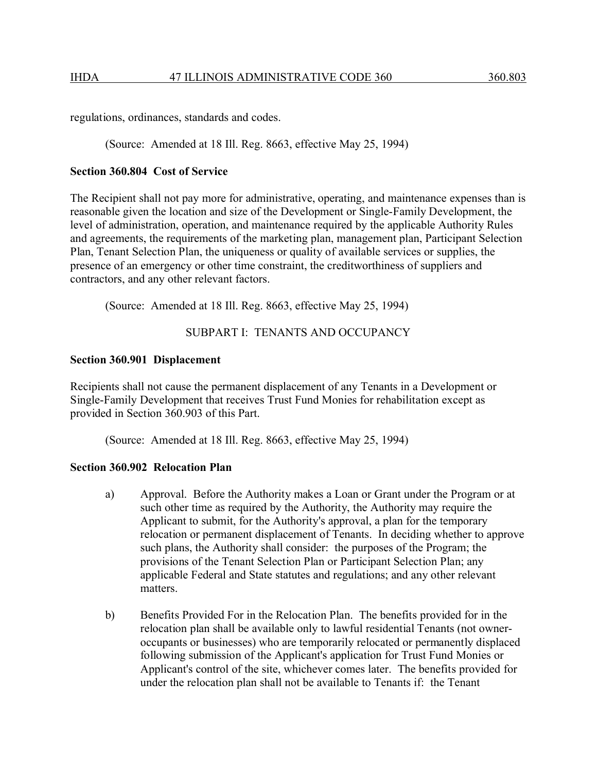regulations, ordinances, standards and codes.

(Source: Amended at 18 Ill. Reg. 8663, effective May 25, 1994)

**Section 360.804 Cost of Service**

The Recipient shall not pay more for administrative, operating, and maintenance expenses than is reasonable given the location and size of the Development or Single-Family Development, the level of administration, operation, and maintenance required by the applicable Authority Rules and agreements, the requirements of the marketing plan, management plan, Participant Selection Plan, Tenant Selection Plan, the uniqueness or quality of available services or supplies, the presence of an emergency or other time constraint, the creditworthiness of suppliers and contractors, and any other relevant factors.

(Source: Amended at 18 Ill. Reg. 8663, effective May 25, 1994)

## SUBPART I: TENANTS AND OCCUPANCY

**Section 360.901 Displacement**

Recipients shall not cause the permanent displacement of any Tenants in a Development or Single-Family Development that receives Trust Fund Monies for rehabilitation except as provided in Section 360.903 of this Part.

(Source: Amended at 18 Ill. Reg. 8663, effective May 25, 1994)

**Section 360.902 Relocation Plan**

a) Approval. Before the Authority makes a Loan or Grant under the Program or at such other time as required by the Authority, the Authority may require the Applicant to submit, for the Authority's approval, a plan for the temporary relocation or permanent displacement of Tenants. In deciding whether to approve such plans, the Authority shall consider: the purposes of the Program; the provisions of the Tenant Selection Plan or Participant Selection Plan; any applicable Federal and State statutes and regulations; and any other relevant matters.

b) Benefits Provided For in the Relocation Plan. The benefits provided for in the relocation plan shall be available only to lawful residential Tenants (not owner-occupants or businesses) who are temporarily relocated or permanently displaced following submission of the Applicant's application for Trust Fund Monies or Applicant's control of the site, whichever comes later. The benefits provided for under the relocation plan shall not be available to Tenants if: the Tenant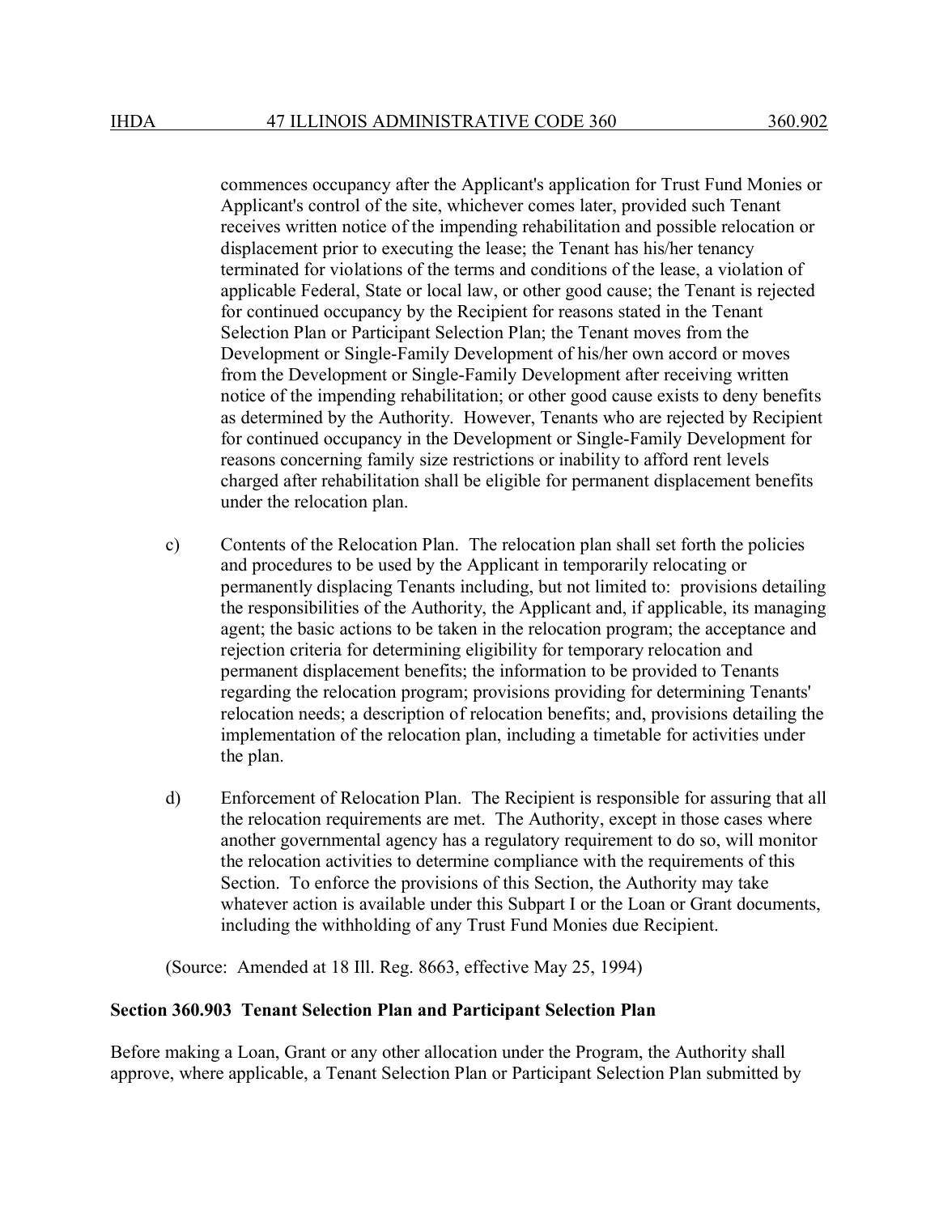commences occupancy after the Applicant's application for Trust Fund Monies or Applicant's control of the site, whichever comes later, provided such Tenant receives written notice of the impending rehabilitation and possible relocation or displacement prior to executing the lease; the Tenant has his/her tenancy terminated for violations of the terms and conditions of the lease, a violation of applicable Federal, State or local law, or other good cause; the Tenant is rejected for continued occupancy by the Recipient for reasons stated in the Tenant Selection Plan or Participant Selection Plan; the Tenant moves from the Development or Single-Family Development of his/her own accord or moves from the Development or Single-Family Development after receiving written notice of the impending rehabilitation; or other good cause exists to deny benefits as determined by the Authority. However, Tenants who are rejected by Recipient for continued occupancy in the Development or Single-Family Development for reasons concerning family size restrictions or inability to afford rent levels charged after rehabilitation shall be eligible for permanent displacement benefits under the relocation plan.

c) Contents of the Relocation Plan. The relocation plan shall set forth the policies and procedures to be used by the Applicant in temporarily relocating or permanently displacing Tenants including, but not limited to: provisions detailing the responsibilities of the Authority, the Applicant and, if applicable, its managing agent; the basic actions to be taken in the relocation program; the acceptance and rejection criteria for determining eligibility for temporary relocation and permanent displacement benefits; the information to be provided to Tenants regarding the relocation program; provisions providing for determining Tenants' relocation needs; a description of relocation benefits; and, provisions detailing the implementation of the relocation plan, including a timetable for activities under the plan.

d) Enforcement of Relocation Plan. The Recipient is responsible for assuring that all the relocation requirements are met. The Authority, except in those cases where another governmental agency has a regulatory requirement to do so, will monitor the relocation activities to determine compliance with the requirements of this Section. To enforce the provisions of this Section, the Authority may take whatever action is available under this Subpart I or the Loan or Grant documents, including the withholding of any Trust Fund Monies due Recipient.

(Source: Amended at 18 Ill. Reg. 8663, effective May 25, 1994)

**Section 360.903 Tenant Selection Plan and Participant Selection Plan**

Before making a Loan, Grant or any other allocation under the Program, the Authority shall approve, where applicable, a Tenant Selection Plan or Participant Selection Plan submitted by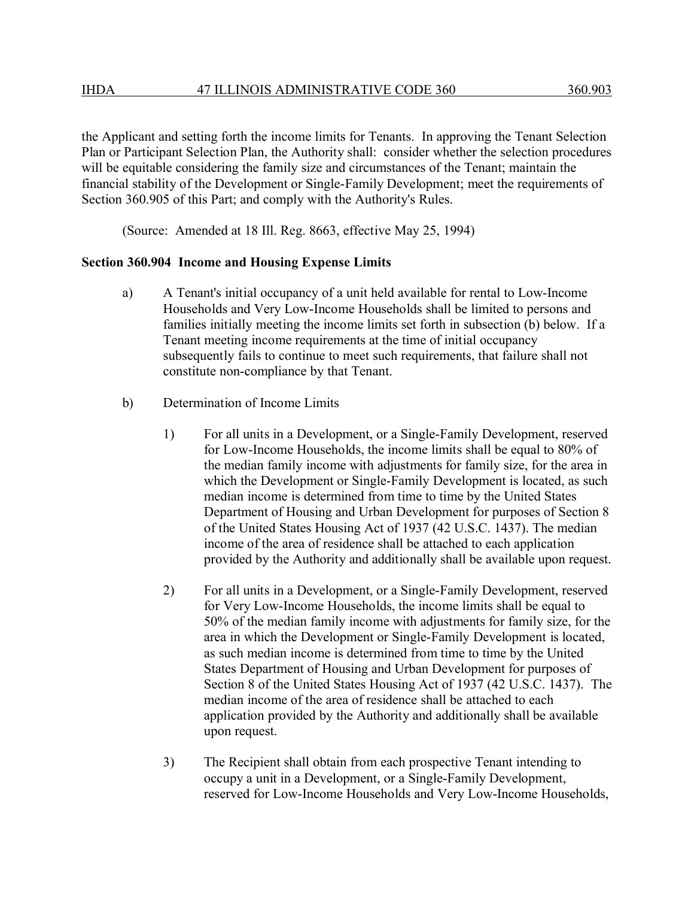the Applicant and setting forth the income limits for Tenants. In approving the Tenant Selection Plan or Participant Selection Plan, the Authority shall: consider whether the selection procedures will be equitable considering the family size and circumstances of the Tenant; maintain the financial stability of the Development or Single-Family Development; meet the requirements of Section 360.905 of this Part; and comply with the Authority's Rules.

(Source: Amended at 18 Ill. Reg. 8663, effective May 25, 1994)

**Section 360.904 Income and Housing Expense Limits**

a) A Tenant's initial occupancy of a unit held available for rental to Low-Income Households and Very Low-Income Households shall be limited to persons and families initially meeting the income limits set forth in subsection (b) below. If a Tenant meeting income requirements at the time of initial occupancy subsequently fails to continue to meet such requirements, that failure shall not constitute non-compliance by that Tenant.

b) Determination of Income Limits

1) For all units in a Development, or a Single-Family Development, reserved for Low-Income Households, the income limits shall be equal to 80% of the median family income with adjustments for family size, for the area in which the Development or Single-Family Development is located, as such median income is determined from time to time by the United States Department of Housing and Urban Development for purposes of Section 8 of the United States Housing Act of 1937 (42 U.S.C. 1437). The median income of the area of residence shall be attached to each application provided by the Authority and additionally shall be available upon request.

2) For all units in a Development, or a Single-Family Development, reserved for Very Low-Income Households, the income limits shall be equal to 50% of the median family income with adjustments for family size, for the area in which the Development or Single-Family Development is located, as such median income is determined from time to time by the United States Department of Housing and Urban Development for purposes of Section 8 of the United States Housing Act of 1937 (42 U.S.C. 1437). The median income of the area of residence shall be attached to each application provided by the Authority and additionally shall be available upon request.

3) The Recipient shall obtain from each prospective Tenant intending to occupy a unit in a Development, or a Single-Family Development, reserved for Low-Income Households and Very Low-Income Households,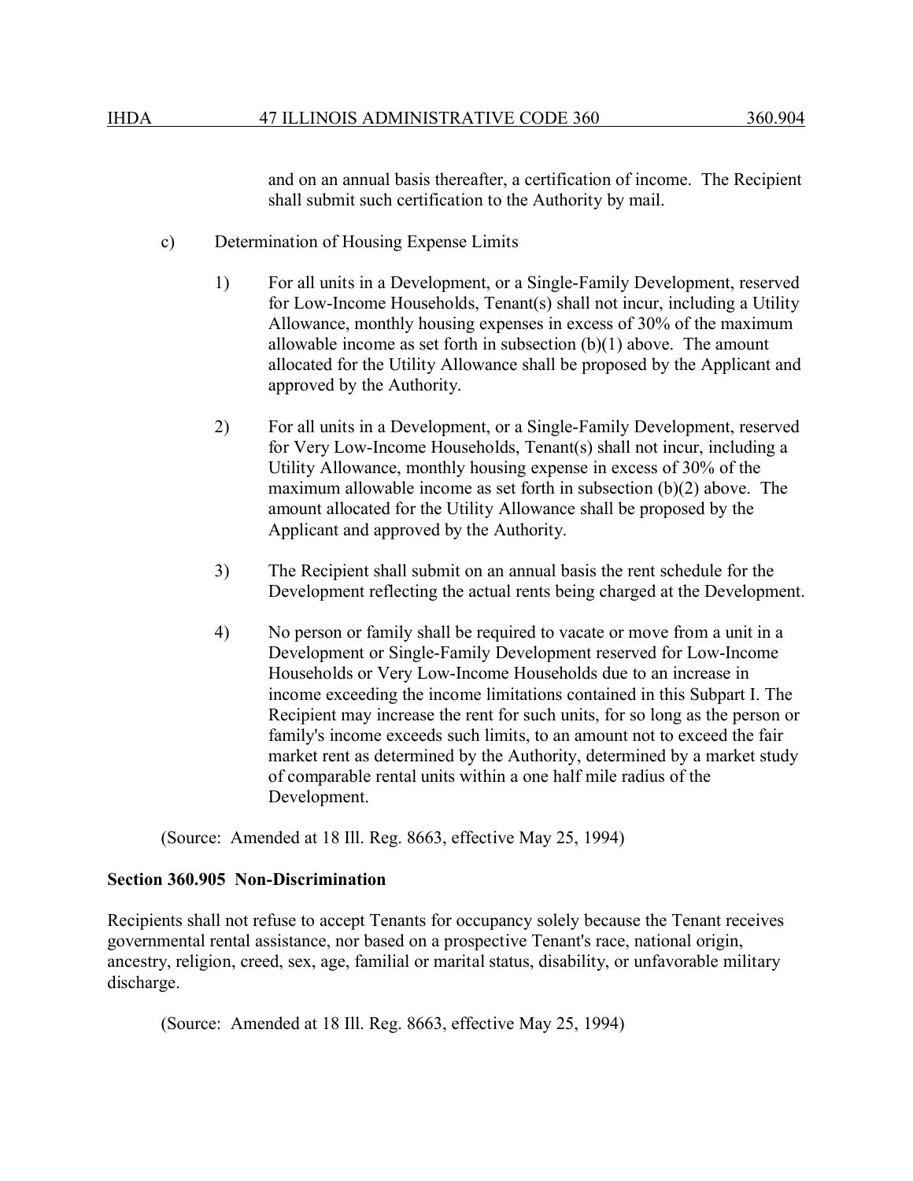and on an annual basis thereafter, a certification of income. The Recipient shall submit such certification to the Authority by mail.

c) Determination of Housing Expense Limits

1) For all units in a Development, or a Single-Family Development, reserved for Low-Income Households, Tenant(s) shall not incur, including a Utility Allowance, monthly housing expenses in excess of 30% of the maximum allowable income as set forth in subsection (b)(1) above. The amount allocated for the Utility Allowance shall be proposed by the Applicant and approved by the Authority.

2) For all units in a Development, or a Single-Family Development, reserved for Very Low-Income Households, Tenant(s) shall not incur, including a Utility Allowance, monthly housing expense in excess of 30% of the maximum allowable income as set forth in subsection (b)(2) above. The amount allocated for the Utility Allowance shall be proposed by the Applicant and approved by the Authority.

3) The Recipient shall submit on an annual basis the rent schedule for the Development reflecting the actual rents being charged at the Development.

4) No person or family shall be required to vacate or move from a unit in a Development or Single-Family Development reserved for Low-Income Households or Very Low-Income Households due to an increase in income exceeding the income limitations contained in this Subpart I. The Recipient may increase the rent for such units, for so long as the person or family's income exceeds such limits, to an amount not to exceed the fair market rent as determined by the Authority, determined by a market study of comparable rental units within a one half mile radius of the Development.

(Source: Amended at 18 Ill. Reg. 8663, effective May 25, 1994)

**Section 360.905 Non-Discrimination**

Recipients shall not refuse to accept Tenants for occupancy solely because the Tenant receives governmental rental assistance, nor based on a prospective Tenant's race, national origin, ancestry, religion, creed, sex, age, familial or marital status, disability, or unfavorable military discharge.

(Source: Amended at 18 Ill. Reg. 8663, effective May 25, 1994)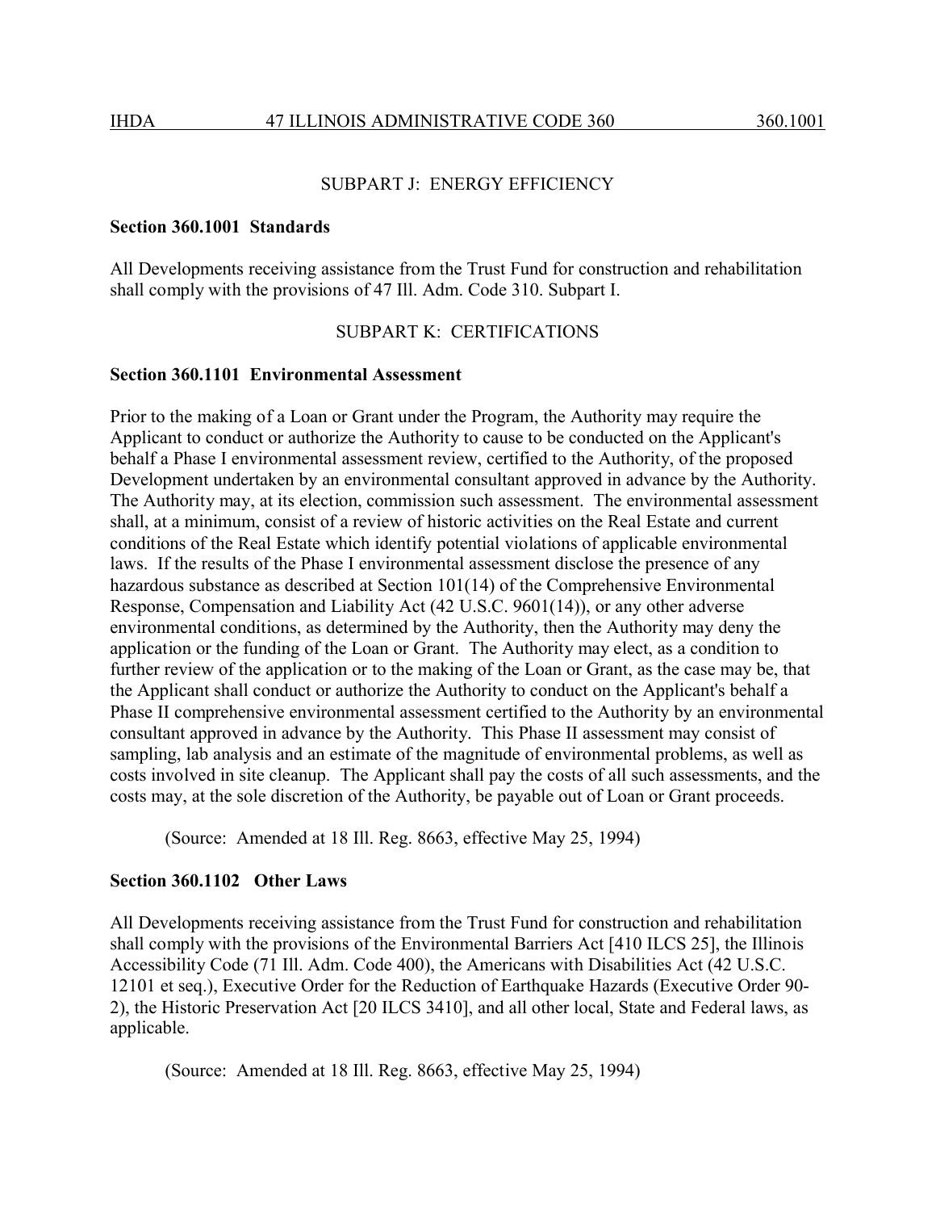## SUBPART J: ENERGY EFFICIENCY

### Section 360.1001 Standards

All Developments receiving assistance from the Trust Fund for construction and rehabilitation shall comply with the provisions of 47 Ill. Adm. Code 310. Subpart I.

## SUBPART K: CERTIFICATIONS

### Section 360.1101 Environmental Assessment

Prior to the making of a Loan or Grant under the Program, the Authority may require the Applicant to conduct or authorize the Authority to cause to be conducted on the Applicant's behalf a Phase I environmental assessment review, certified to the Authority, of the proposed Development undertaken by an environmental consultant approved in advance by the Authority. The Authority may, at its election, commission such assessment. The environmental assessment shall, at a minimum, consist of a review of historic activities on the Real Estate and current conditions of the Real Estate which identify potential violations of applicable environmental laws. If the results of the Phase I environmental assessment disclose the presence of any hazardous substance as described at Section 101(14) of the Comprehensive Environmental Response, Compensation and Liability Act (42 U.S.C. 9601(14)), or any other adverse environmental conditions, as determined by the Authority, then the Authority may deny the application or the funding of the Loan or Grant. The Authority may elect, as a condition to further review of the application or to the making of the Loan or Grant, as the case may be, that the Applicant shall conduct or authorize the Authority to conduct on the Applicant's behalf a Phase II comprehensive environmental assessment certified to the Authority by an environmental consultant approved in advance by the Authority. This Phase II assessment may consist of sampling, lab analysis and an estimate of the magnitude of environmental problems, as well as costs involved in site cleanup. The Applicant shall pay the costs of all such assessments, and the costs may, at the sole discretion of the Authority, be payable out of Loan or Grant proceeds.

(Source: Amended at 18 Ill. Reg. 8663, effective May 25, 1994)

### Section 360.1102 Other Laws

All Developments receiving assistance from the Trust Fund for construction and rehabilitation shall comply with the provisions of the Environmental Barriers Act [410 ILCS 25], the Illinois Accessibility Code (71 Ill. Adm. Code 400), the Americans with Disabilities Act (42 U.S.C. 12101 et seq.), Executive Order for the Reduction of Earthquake Hazards (Executive Order 90-2), the Historic Preservation Act [20 ILCS 3410], and all other local, State and Federal laws, as applicable.

(Source: Amended at 18 Ill. Reg. 8663, effective May 25, 1994)